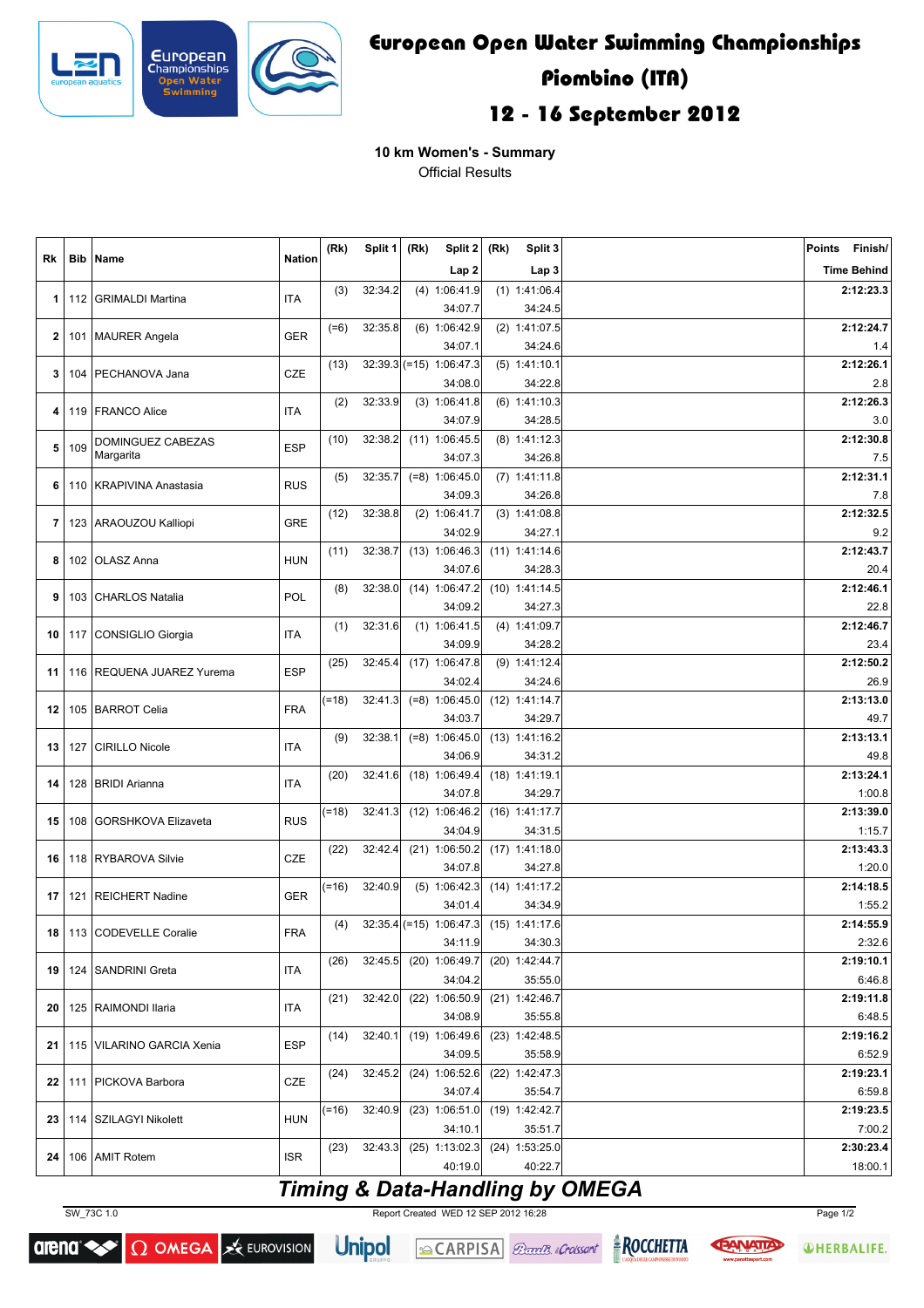# European Open Water Swimming Championships

## Piombino (ITA)

## 12 - 16 September 2012

### 10 km Women's - Summary

Official Results

| Rk | Bib | Name | Nation | (Rk) | Split 1 | (Rk) | Split 2 / Lap 2 | (Rk) | Split 3 / Lap 3 | Points | Finish/ Time Behind |
|---|---|---|---|---|---|---|---|---|---|---|---|
| 1 | 112 | GRIMALDI Martina | ITA | (3) | 32:34.2 | (4) | 1:06:41.9 / 34:07.7 | (1) | 1:41:06.4 / 34:24.5 | | 2:12:23.3 |
| 2 | 101 | MAURER Angela | GER | (=6) | 32:35.8 | (6) | 1:06:42.9 / 34:07.1 | (2) | 1:41:07.5 / 34:24.6 | | 2:12:24.7 / 1.4 |
| 3 | 104 | PECHANOVA Jana | CZE | (13) | 32:39.3 | (=15) | 1:06:47.3 / 34:08.0 | (5) | 1:41:10.1 / 34:22.8 | | 2:12:26.1 / 2.8 |
| 4 | 119 | FRANCO Alice | ITA | (2) | 32:33.9 | (3) | 1:06:41.8 / 34:07.9 | (6) | 1:41:10.3 / 34:28.5 | | 2:12:26.3 / 3.0 |
| 5 | 109 | DOMINGUEZ CABEZAS Margarita | ESP | (10) | 32:38.2 | (11) | 1:06:45.5 / 34:07.3 | (8) | 1:41:12.3 / 34:26.8 | | 2:12:30.8 / 7.5 |
| 6 | 110 | KRAPIVINA Anastasia | RUS | (5) | 32:35.7 | (=8) | 1:06:45.0 / 34:09.3 | (7) | 1:41:11.8 / 34:26.8 | | 2:12:31.1 / 7.8 |
| 7 | 123 | ARAOUZOU Kalliopi | GRE | (12) | 32:38.8 | (2) | 1:06:41.7 / 34:02.9 | (3) | 1:41:08.8 / 34:27.1 | | 2:12:32.5 / 9.2 |
| 8 | 102 | OLASZ Anna | HUN | (11) | 32:38.7 | (13) | 1:06:46.3 / 34:07.6 | (11) | 1:41:14.6 / 34:28.3 | | 2:12:43.7 / 20.4 |
| 9 | 103 | CHARLOS Natalia | POL | (8) | 32:38.0 | (14) | 1:06:47.2 / 34:09.2 | (10) | 1:41:14.5 / 34:27.3 | | 2:12:46.1 / 22.8 |
| 10 | 117 | CONSIGLIO Giorgia | ITA | (1) | 32:31.6 | (1) | 1:06:41.5 / 34:09.9 | (4) | 1:41:09.7 / 34:28.2 | | 2:12:46.7 / 23.4 |
| 11 | 116 | REQUENA JUAREZ Yurema | ESP | (25) | 32:45.4 | (17) | 1:06:47.8 / 34:02.4 | (9) | 1:41:12.4 / 34:24.6 | | 2:12:50.2 / 26.9 |
| 12 | 105 | BARROT Celia | FRA | (=18) | 32:41.3 | (=8) | 1:06:45.0 / 34:03.7 | (12) | 1:41:14.7 / 34:29.7 | | 2:13:13.0 / 49.7 |
| 13 | 127 | CIRILLO Nicole | ITA | (9) | 32:38.1 | (=8) | 1:06:45.0 / 34:06.9 | (13) | 1:41:16.2 / 34:31.2 | | 2:13:13.1 / 49.8 |
| 14 | 128 | BRIDI Arianna | ITA | (20) | 32:41.6 | (18) | 1:06:49.4 / 34:07.8 | (18) | 1:41:19.1 / 34:29.7 | | 2:13:24.1 / 1:00.8 |
| 15 | 108 | GORSHKOVA Elizaveta | RUS | (=18) | 32:41.3 | (12) | 1:06:46.2 / 34:04.9 | (16) | 1:41:17.7 / 34:31.5 | | 2:13:39.0 / 1:15.7 |
| 16 | 118 | RYBAROVA Silvie | CZE | (22) | 32:42.4 | (21) | 1:06:50.2 / 34:07.8 | (17) | 1:41:18.0 / 34:27.8 | | 2:13:43.3 / 1:20.0 |
| 17 | 121 | REICHERT Nadine | GER | (=16) | 32:40.9 | (5) | 1:06:42.3 / 34:01.4 | (14) | 1:41:17.2 / 34:34.9 | | 2:14:18.5 / 1:55.2 |
| 18 | 113 | CODEVELLE Coralie | FRA | (4) | 32:35.4 | (=15) | 1:06:47.3 / 34:11.9 | (15) | 1:41:17.6 / 34:30.3 | | 2:14:55.9 / 2:32.6 |
| 19 | 124 | SANDRINI Greta | ITA | (26) | 32:45.5 | (20) | 1:06:49.7 / 34:04.2 | (20) | 1:42:44.7 / 35:55.0 | | 2:19:10.1 / 6:46.8 |
| 20 | 125 | RAIMONDI Ilaria | ITA | (21) | 32:42.0 | (22) | 1:06:50.9 / 34:08.9 | (21) | 1:42:46.7 / 35:55.8 | | 2:19:11.8 / 6:48.5 |
| 21 | 115 | VILARINO GARCIA Xenia | ESP | (14) | 32:40.1 | (19) | 1:06:49.6 / 34:09.5 | (23) | 1:42:48.5 / 35:58.9 | | 2:19:16.2 / 6:52.9 |
| 22 | 111 | PICKOVA Barbora | CZE | (24) | 32:45.2 | (24) | 1:06:52.6 / 34:07.4 | (22) | 1:42:47.3 / 35:54.7 | | 2:19:23.1 / 6:59.8 |
| 23 | 114 | SZILAGYI Nikolett | HUN | (=16) | 32:40.9 | (23) | 1:06:51.0 / 34:10.1 | (19) | 1:42:42.7 / 35:51.7 | | 2:19:23.5 / 7:00.2 |
| 24 | 106 | AMIT Rotem | ISR | (23) | 32:43.3 | (25) | 1:13:02.3 / 40:19.0 | (24) | 1:53:25.0 / 40:22.7 | | 2:30:23.4 / 18:00.1 |

*Timing & Data-Handling by OMEGA*

SW_73C 1.0 Report Created WED 12 SEP 2012 16:28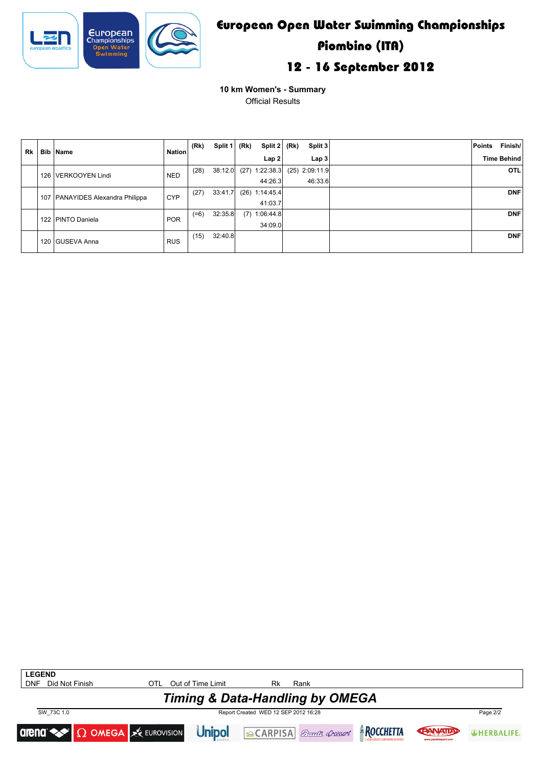# European Open Water Swimming Championships

## Piombino (ITA)

## 12 - 16 September 2012

### 10 km Women's - Summary

Official Results

| Rk | Bib | Name | Nation | (Rk) | Split 1 | (Rk) | Split 2 / Lap 2 | (Rk) | Split 3 / Lap 3 | | Points | Finish/ Time Behind |
|---|---|---|---|---|---|---|---|---|---|---|---|---|
| | 126 | VERKOOYEN Lindi | NED | (28) | 38:12.0 | (27) | 1:22:38.3 / 44:26.3 | (25) | 2:09:11.9 / 46:33.6 | | | OTL |
| | 107 | PANAYIDES Alexandra Philippa | CYP | (27) | 33:41.7 | (26) | 1:14:45.4 / 41:03.7 | | | | | DNF |
| | 122 | PINTO Daniela | POR | (=6) | 32:35.8 | (7) | 1:06:44.8 / 34:09.0 | | | | | DNF |
| | 120 | GUSEVA Anna | RUS | (15) | 32:40.8 | | | | | | | DNF |

**LEGEND**

DNF Did Not Finish OTL Out of Time Limit Rk Rank

*Timing & Data-Handling by OMEGA*

SW_73C 1.0 Report Created WED 12 SEP 2012 16:28